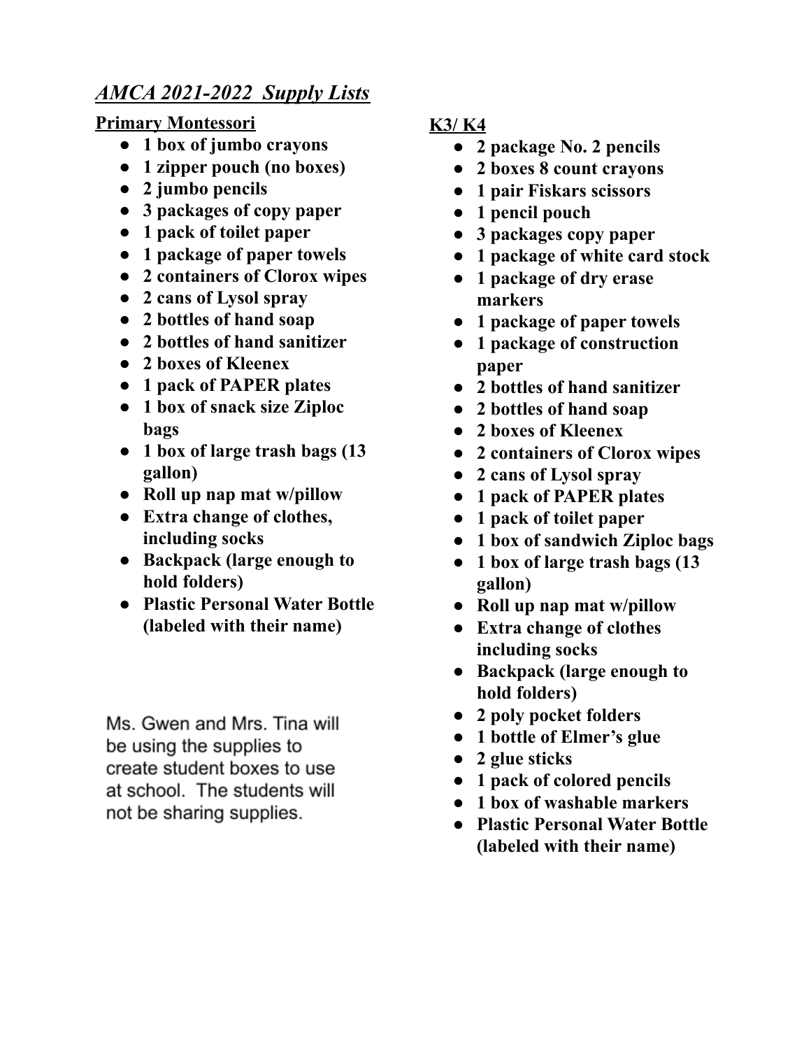# *AMCA 2021-2022 Supply Lists*

## Primary Montessori

- **1 box of jumbo crayons**
- **1 zipper pouch (no boxes)**
- **2 jumbo pencils**
- **3 packages of copy paper**
- **1 pack of toilet paper**
- **1 package of paper towels**
- **2 containers of Clorox wipes**
- **2 cans of Lysol spray**
- **2 bottles of hand soap**
- **2 bottles of hand sanitizer**
- **2 boxes of Kleenex**
- **1 pack of PAPER plates**
- **1 box of snack size Ziploc bags**
- **1 box of large trash bags (13 gallon)**
- **Roll up nap mat w/pillow**
- **Extra change of clothes, including socks**
- **Backpack (large enough to hold folders)**
- **Plastic Personal Water Bottle (labeled with their name)**

Ms. Gwen and Mrs. Tina will be using the supplies to create student boxes to use at school. The students will not be sharing supplies.

## K3/ K4

- **2 package No. 2 pencils**
- **2 boxes 8 count crayons**
- **1 pair Fiskars scissors**
- **1 pencil pouch**
- **3 packages copy paper**
- **1 package of white card stock**
- **1 package of dry erase markers**
- **1 package of paper towels**
- **1 package of construction paper**
- **2 bottles of hand sanitizer**
- **2 bottles of hand soap**
- **2 boxes of Kleenex**
- **2 containers of Clorox wipes**
- **2 cans of Lysol spray**
- **1 pack of PAPER plates**
- **1 pack of toilet paper**
- **1 box of sandwich Ziploc bags**
- **1 box of large trash bags (13 gallon)**
- **Roll up nap mat w/pillow**
- **Extra change of clothes including socks**
- **Backpack (large enough to hold folders)**
- **2 poly pocket folders**
- **1 bottle of Elmer's glue**
- **2 glue sticks**
- **1 pack of colored pencils**
- **1 box of washable markers**
- **Plastic Personal Water Bottle (labeled with their name)**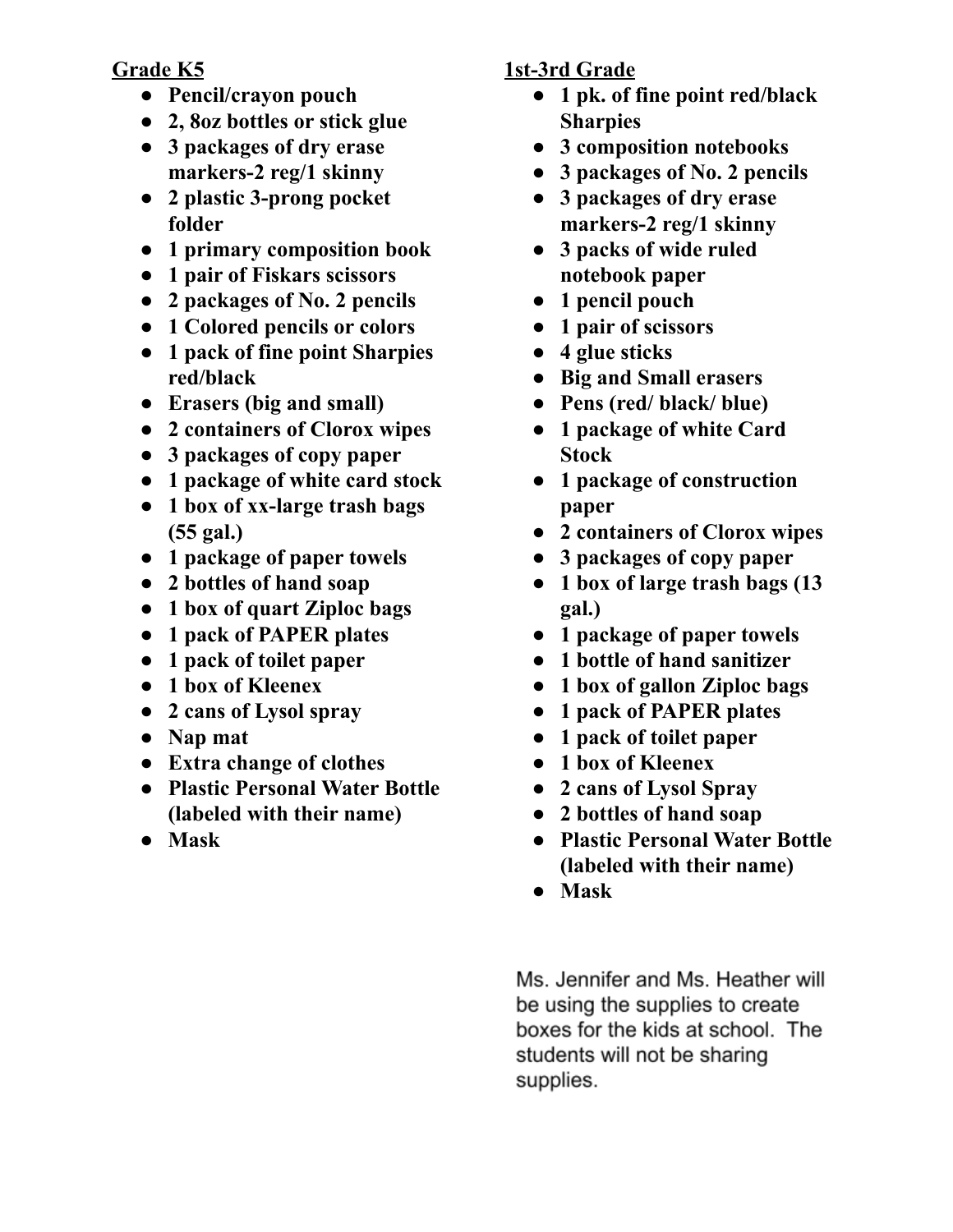**<u>Grade K5</u>**

- **Pencil/crayon pouch**
- **2, 8oz bottles or stick glue**
- **3 packages of dry erase markers-2 reg/1 skinny**
- **2 plastic 3-prong pocket folder**
- **1 primary composition book**
- **1 pair of Fiskars scissors**
- **2 packages of No. 2 pencils**
- **1 Colored pencils or colors**
- **1 pack of fine point Sharpies red/black**
- **Erasers (big and small)**
- **2 containers of Clorox wipes**
- **3 packages of copy paper**
- **1 package of white card stock**
- **1 box of xx-large trash bags (55 gal.)**
- **1 package of paper towels**
- **2 bottles of hand soap**
- **1 box of quart Ziploc bags**
- **1 pack of PAPER plates**
- **1 pack of toilet paper**
- **1 box of Kleenex**
- **2 cans of Lysol spray**
- **Nap mat**
- **Extra change of clothes**
- **Plastic Personal Water Bottle (labeled with their name)**
- **Mask**

**<u>1st-3rd Grade</u>**

- **1 pk. of fine point red/black Sharpies**
- **3 composition notebooks**
- **3 packages of No. 2 pencils**
- **3 packages of dry erase markers-2 reg/1 skinny**
- **3 packs of wide ruled notebook paper**
- **1 pencil pouch**
- **1 pair of scissors**
- **4 glue sticks**
- **Big and Small erasers**
- **Pens (red/ black/ blue)**
- **1 package of white Card Stock**
- **1 package of construction paper**
- **2 containers of Clorox wipes**
- **3 packages of copy paper**
- **1 box of large trash bags (13 gal.)**
- **1 package of paper towels**
- **1 bottle of hand sanitizer**
- **1 box of gallon Ziploc bags**
- **1 pack of PAPER plates**
- **1 pack of toilet paper**
- **1 box of Kleenex**
- **2 cans of Lysol Spray**
- **2 bottles of hand soap**
- **Plastic Personal Water Bottle (labeled with their name)**
- **Mask**

Ms. Jennifer and Ms. Heather will be using the supplies to create boxes for the kids at school. The students will not be sharing supplies.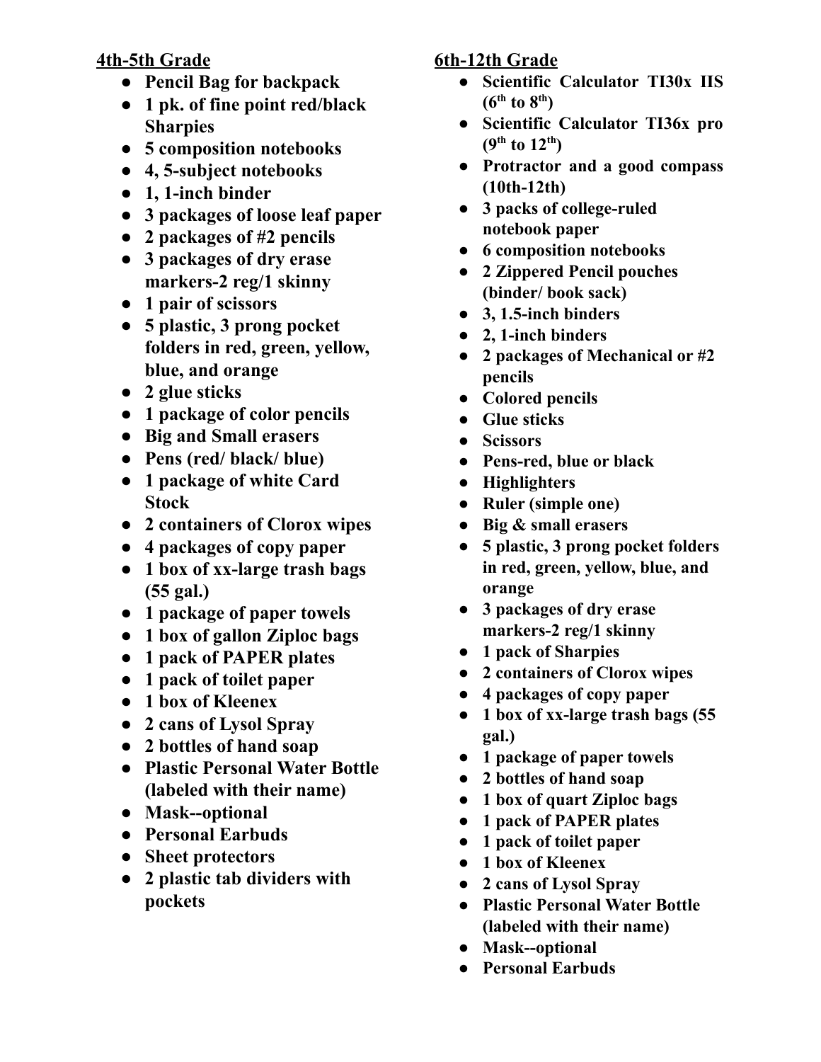**4th-5th Grade**

- **Pencil Bag for backpack**
- **1 pk. of fine point red/black Sharpies**
- **5 composition notebooks**
- **4, 5-subject notebooks**
- **1, 1-inch binder**
- **3 packages of loose leaf paper**
- **2 packages of #2 pencils**
- **3 packages of dry erase markers-2 reg/1 skinny**
- **1 pair of scissors**
- **5 plastic, 3 prong pocket folders in red, green, yellow, blue, and orange**
- **2 glue sticks**
- **1 package of color pencils**
- **Big and Small erasers**
- **Pens (red/ black/ blue)**
- **1 package of white Card Stock**
- **2 containers of Clorox wipes**
- **4 packages of copy paper**
- **1 box of xx-large trash bags (55 gal.)**
- **1 package of paper towels**
- **1 box of gallon Ziploc bags**
- **1 pack of PAPER plates**
- **1 pack of toilet paper**
- **1 box of Kleenex**
- **2 cans of Lysol Spray**
- **2 bottles of hand soap**
- **Plastic Personal Water Bottle (labeled with their name)**
- **Mask--optional**
- **Personal Earbuds**
- **Sheet protectors**
- **2 plastic tab dividers with pockets**

**6th-12th Grade**

- **Scientific Calculator TI30x IIS (6th to 8th)**
- **Scientific Calculator TI36x pro (9th to 12th)**
- **Protractor and a good compass (10th-12th)**
- **3 packs of college-ruled notebook paper**
- **6 composition notebooks**
- **2 Zippered Pencil pouches (binder/ book sack)**
- **3, 1.5-inch binders**
- **2, 1-inch binders**
- **2 packages of Mechanical or #2 pencils**
- **Colored pencils**
- **Glue sticks**
- **Scissors**
- **Pens-red, blue or black**
- **Highlighters**
- **Ruler (simple one)**
- **Big & small erasers**
- **5 plastic, 3 prong pocket folders in red, green, yellow, blue, and orange**
- **3 packages of dry erase markers-2 reg/1 skinny**
- **1 pack of Sharpies**
- **2 containers of Clorox wipes**
- **4 packages of copy paper**
- **1 box of xx-large trash bags (55 gal.)**
- **1 package of paper towels**
- **2 bottles of hand soap**
- **1 box of quart Ziploc bags**
- **1 pack of PAPER plates**
- **1 pack of toilet paper**
- **1 box of Kleenex**
- **2 cans of Lysol Spray**
- **Plastic Personal Water Bottle (labeled with their name)**
- **Mask--optional**
- **Personal Earbuds**